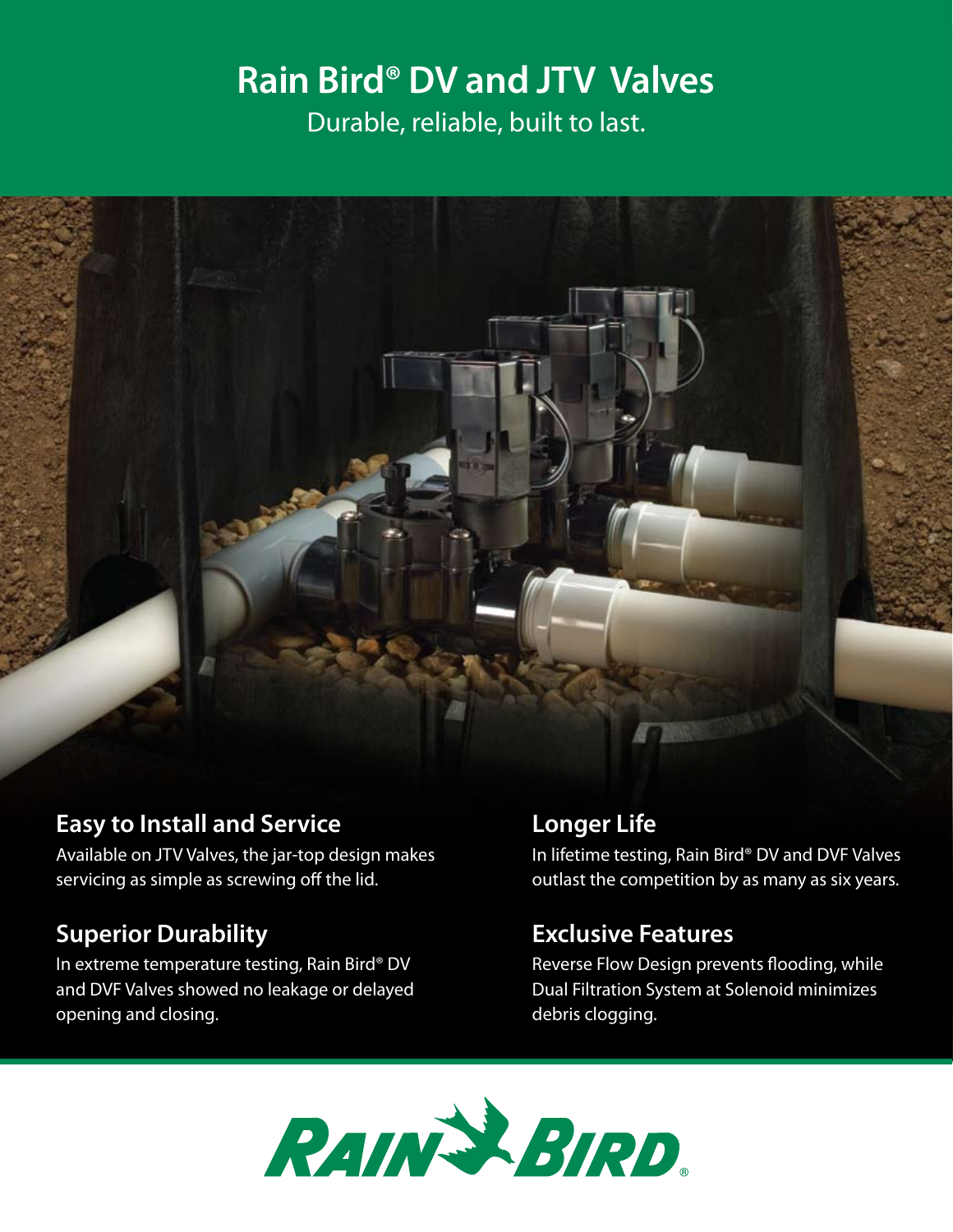# Rain Bird® DV and JTV Valves

Durable, reliable, built to last.

## Easy to Install and Service

Available on JTV Valves, the jar-top design makes servicing as simple as screwing off the lid.

## Superior Durability

In extreme temperature testing, Rain Bird® DV and DVF Valves showed no leakage or delayed opening and closing.

## Longer Life

In lifetime testing, Rain Bird® DV and DVF Valves outlast the competition by as many as six years.

## Exclusive Features

Reverse Flow Design prevents flooding, while Dual Filtration System at Solenoid minimizes debris clogging.

RAIN BIRD®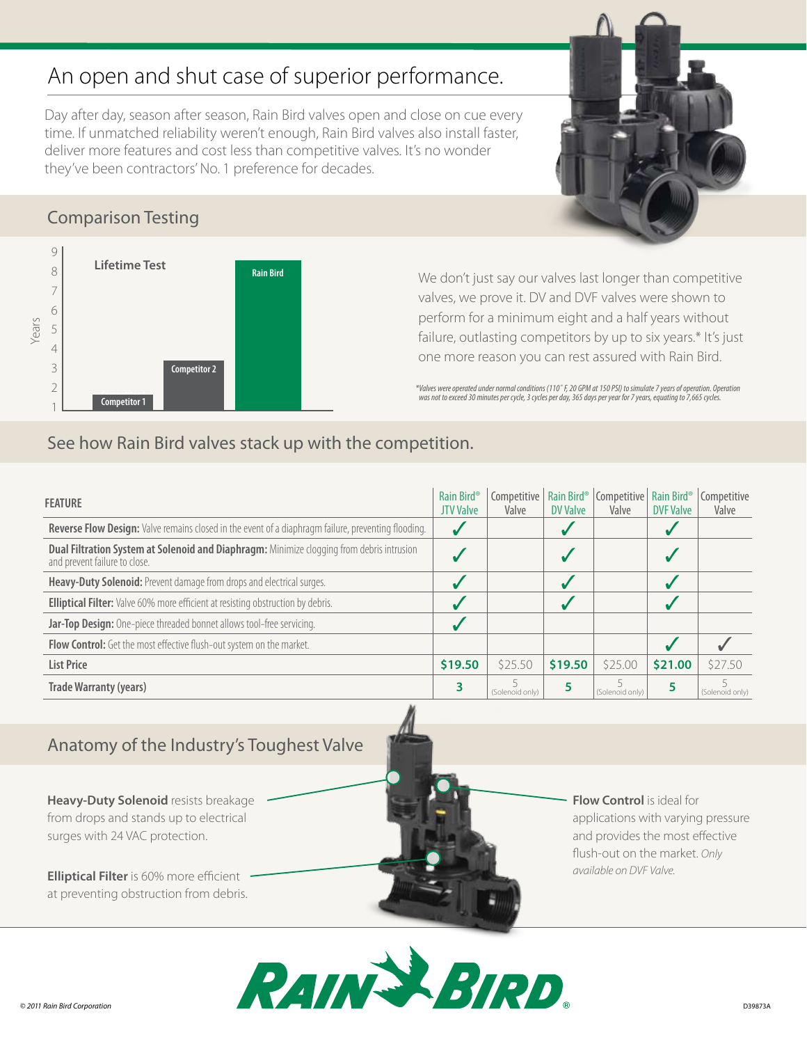# An open and shut case of superior performance.

Day after day, season after season, Rain Bird valves open and close on cue every time. If unmatched reliability weren't enough, Rain Bird valves also install faster, deliver more features and cost less than competitive valves. It's no wonder they've been contractors' No. 1 preference for decades.

## Comparison Testing

Lifetime Test

Years

9
8
7
6
5
4
3
2
1

Competitor 1
Competitor 2
Rain Bird

We don't just say our valves last longer than competitive valves, we prove it. DV and DVF valves were shown to perform for a minimum eight and a half years without failure, outlasting competitors by up to six years.* It's just one more reason you can rest assured with Rain Bird.

*Valves were operated under normal conditions (110° F, 20 GPM at 150 PSI) to simulate 7 years of operation. Operation was not to exceed 30 minutes per cycle, 3 cycles per day, 365 days per year for 7 years, equating to 7,665 cycles.*

## See how Rain Bird valves stack up with the competition.

| FEATURE | Rain Bird® JTV Valve | Competitive Valve | Rain Bird® DV Valve | Competitive Valve | Rain Bird® DVF Valve | Competitive Valve |
|---|---|---|---|---|---|---|
| **Reverse Flow Design:** Valve remains closed in the event of a diaphragm failure, preventing flooding. | ✓ | | ✓ | | ✓ | |
| **Dual Filtration System at Solenoid and Diaphragm:** Minimize clogging from debris intrusion and prevent failure to close. | ✓ | | ✓ | | ✓ | |
| **Heavy-Duty Solenoid:** Prevent damage from drops and electrical surges. | ✓ | | ✓ | | ✓ | |
| **Elliptical Filter:** Valve 60% more efficient at resisting obstruction by debris. | ✓ | | ✓ | | ✓ | |
| **Jar-Top Design:** One-piece threaded bonnet allows tool-free servicing. | ✓ | | | | | |
| **Flow Control:** Get the most effective flush-out system on the market. | | | | | ✓ | ✓ |
| **List Price** | **$19.50** | $25.50 | **$19.50** | $25.00 | **$21.00** | $27.50 |
| **Trade Warranty (years)** | **3** | 5 (Solenoid only) | **5** | 5 (Solenoid only) | **5** | 5 (Solenoid only) |

## Anatomy of the Industry's Toughest Valve

**Heavy-Duty Solenoid** resists breakage from drops and stands up to electrical surges with 24 VAC protection.

**Elliptical Filter** is 60% more efficient at preventing obstruction from debris.

**Flow Control** is ideal for applications with varying pressure and provides the most effective flush-out on the market. *Only available on DVF Valve.*

RAIN BIRD®

© 2011 Rain Bird Corporation

D39873A